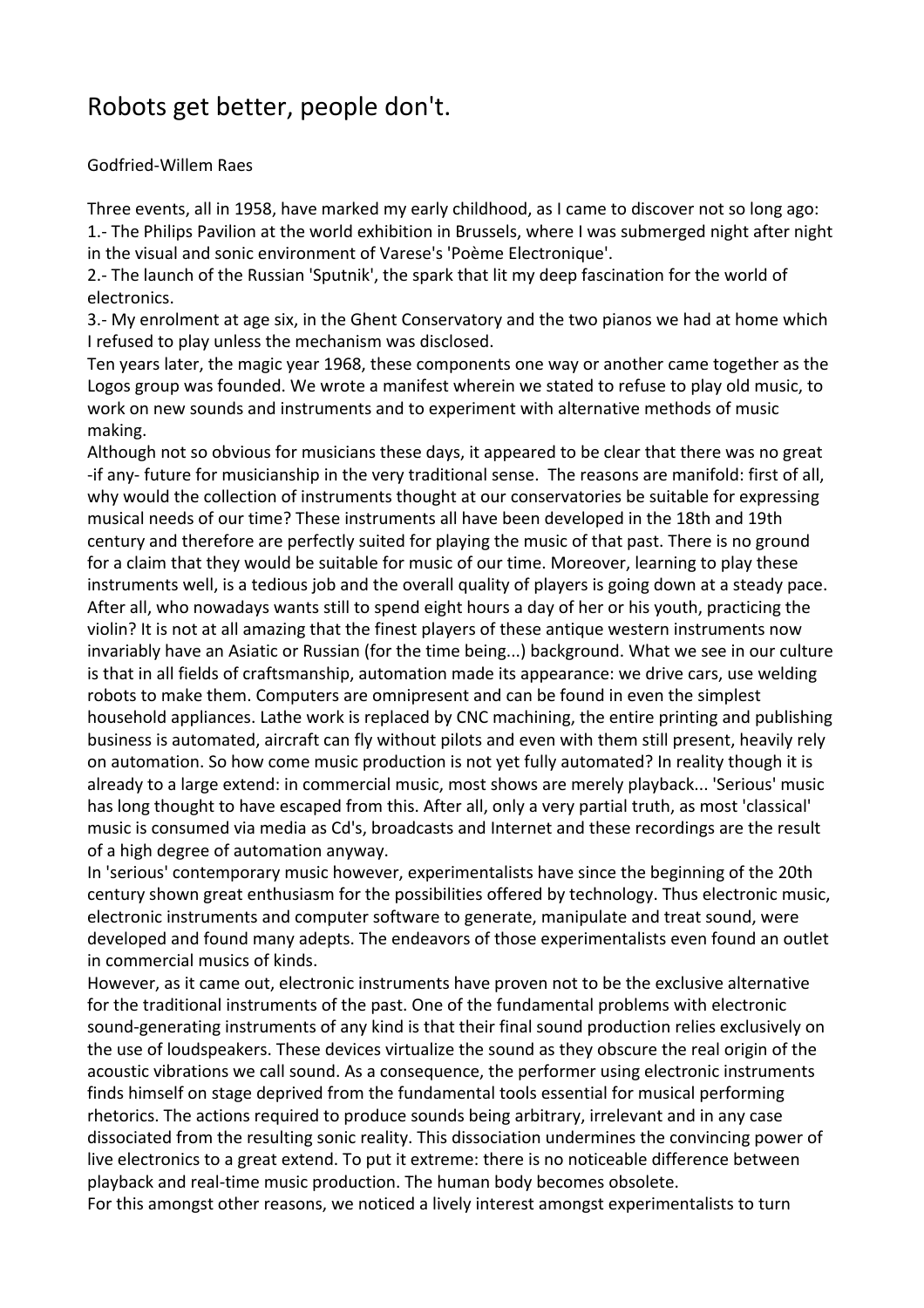# Robots get better, people don't.

Godfried-Willem Raes

Three events, all in 1958, have marked my early childhood, as I came to discover not so long ago:
1.- The Philips Pavilion at the world exhibition in Brussels, where I was submerged night after night in the visual and sonic environment of Varese's 'Poème Electronique'.
2.- The launch of the Russian 'Sputnik', the spark that lit my deep fascination for the world of electronics.
3.- My enrolment at age six, in the Ghent Conservatory and the two pianos we had at home which I refused to play unless the mechanism was disclosed.

Ten years later, the magic year 1968, these components one way or another came together as the Logos group was founded. We wrote a manifest wherein we stated to refuse to play old music, to work on new sounds and instruments and to experiment with alternative methods of music making.

Although not so obvious for musicians these days, it appeared to be clear that there was no great -if any- future for musicianship in the very traditional sense. The reasons are manifold: first of all, why would the collection of instruments thought at our conservatories be suitable for expressing musical needs of our time? These instruments all have been developed in the 18th and 19th century and therefore are perfectly suited for playing the music of that past. There is no ground for a claim that they would be suitable for music of our time. Moreover, learning to play these instruments well, is a tedious job and the overall quality of players is going down at a steady pace. After all, who nowadays wants still to spend eight hours a day of her or his youth, practicing the violin? It is not at all amazing that the finest players of these antique western instruments now invariably have an Asiatic or Russian (for the time being...) background. What we see in our culture is that in all fields of craftsmanship, automation made its appearance: we drive cars, use welding robots to make them. Computers are omnipresent and can be found in even the simplest household appliances. Lathe work is replaced by CNC machining, the entire printing and publishing business is automated, aircraft can fly without pilots and even with them still present, heavily rely on automation. So how come music production is not yet fully automated? In reality though it is already to a large extend: in commercial music, most shows are merely playback... 'Serious' music has long thought to have escaped from this. After all, only a very partial truth, as most 'classical' music is consumed via media as Cd's, broadcasts and Internet and these recordings are the result of a high degree of automation anyway.

In 'serious' contemporary music however, experimentalists have since the beginning of the 20th century shown great enthusiasm for the possibilities offered by technology. Thus electronic music, electronic instruments and computer software to generate, manipulate and treat sound, were developed and found many adepts. The endeavors of those experimentalists even found an outlet in commercial musics of kinds.

However, as it came out, electronic instruments have proven not to be the exclusive alternative for the traditional instruments of the past. One of the fundamental problems with electronic sound-generating instruments of any kind is that their final sound production relies exclusively on the use of loudspeakers. These devices virtualize the sound as they obscure the real origin of the acoustic vibrations we call sound. As a consequence, the performer using electronic instruments finds himself on stage deprived from the fundamental tools essential for musical performing rhetorics. The actions required to produce sounds being arbitrary, irrelevant and in any case dissociated from the resulting sonic reality. This dissociation undermines the convincing power of live electronics to a great extend. To put it extreme: there is no noticeable difference between playback and real-time music production. The human body becomes obsolete.

For this amongst other reasons, we noticed a lively interest amongst experimentalists to turn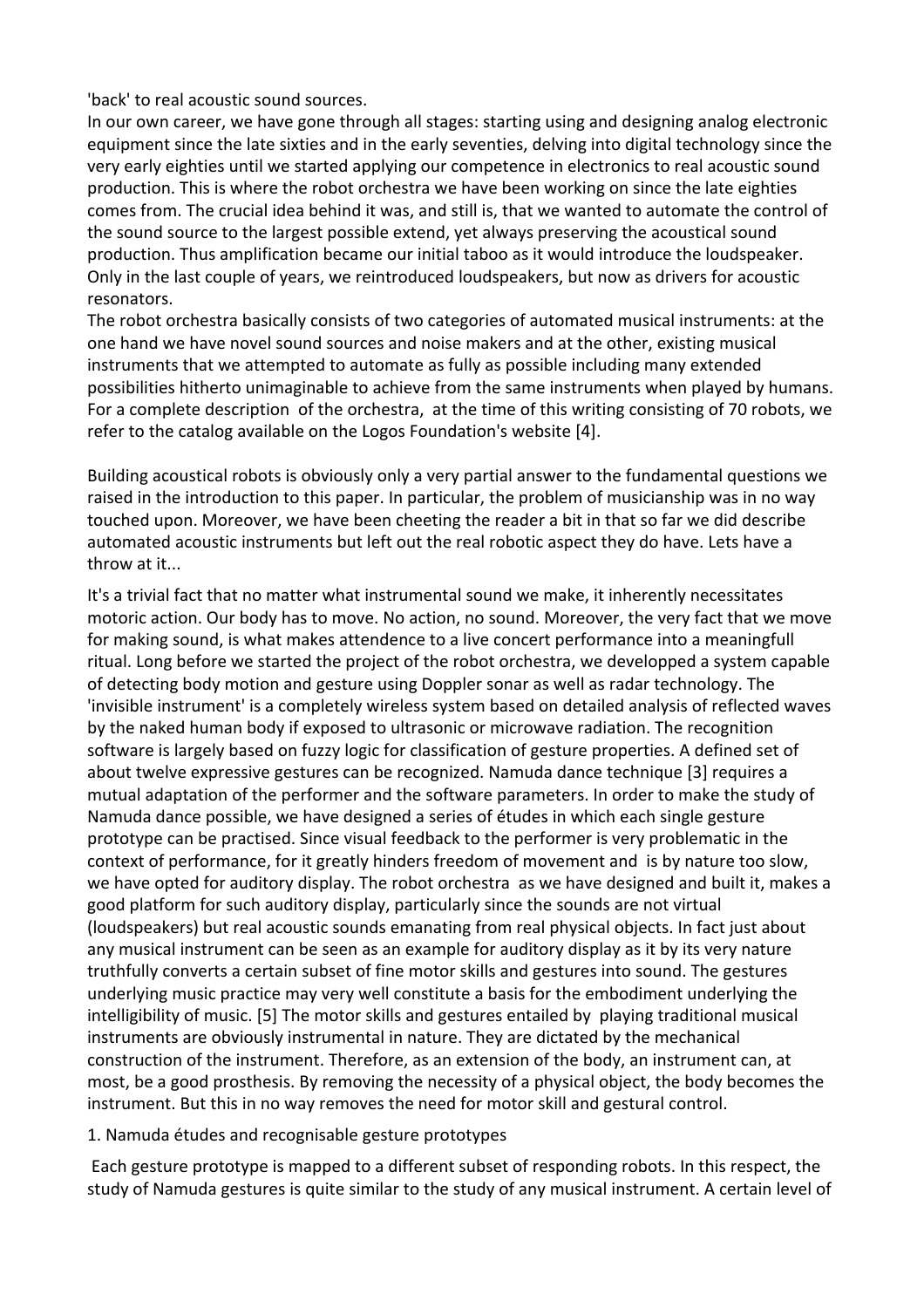'back' to real acoustic sound sources.

In our own career, we have gone through all stages: starting using and designing analog electronic equipment since the late sixties and in the early seventies, delving into digital technology since the very early eighties until we started applying our competence in electronics to real acoustic sound production. This is where the robot orchestra we have been working on since the late eighties comes from. The crucial idea behind it was, and still is, that we wanted to automate the control of the sound source to the largest possible extend, yet always preserving the acoustical sound production. Thus amplification became our initial taboo as it would introduce the loudspeaker. Only in the last couple of years, we reintroduced loudspeakers, but now as drivers for acoustic resonators.

The robot orchestra basically consists of two categories of automated musical instruments: at the one hand we have novel sound sources and noise makers and at the other, existing musical instruments that we attempted to automate as fully as possible including many extended possibilities hitherto unimaginable to achieve from the same instruments when played by humans. For a complete description of the orchestra, at the time of this writing consisting of 70 robots, we refer to the catalog available on the Logos Foundation's website [4].

Building acoustical robots is obviously only a very partial answer to the fundamental questions we raised in the introduction to this paper. In particular, the problem of musicianship was in no way touched upon. Moreover, we have been cheeting the reader a bit in that so far we did describe automated acoustic instruments but left out the real robotic aspect they do have. Lets have a throw at it...

It's a trivial fact that no matter what instrumental sound we make, it inherently necessitates motoric action. Our body has to move. No action, no sound. Moreover, the very fact that we move for making sound, is what makes attendence to a live concert performance into a meaningfull ritual. Long before we started the project of the robot orchestra, we developped a system capable of detecting body motion and gesture using Doppler sonar as well as radar technology. The 'invisible instrument' is a completely wireless system based on detailed analysis of reflected waves by the naked human body if exposed to ultrasonic or microwave radiation. The recognition software is largely based on fuzzy logic for classification of gesture properties. A defined set of about twelve expressive gestures can be recognized. Namuda dance technique [3] requires a mutual adaptation of the performer and the software parameters. In order to make the study of Namuda dance possible, we have designed a series of études in which each single gesture prototype can be practised. Since visual feedback to the performer is very problematic in the context of performance, for it greatly hinders freedom of movement and is by nature too slow, we have opted for auditory display. The robot orchestra as we have designed and built it, makes a good platform for such auditory display, particularly since the sounds are not virtual (loudspeakers) but real acoustic sounds emanating from real physical objects. In fact just about any musical instrument can be seen as an example for auditory display as it by its very nature truthfully converts a certain subset of fine motor skills and gestures into sound. The gestures underlying music practice may very well constitute a basis for the embodiment underlying the intelligibility of music. [5] The motor skills and gestures entailed by playing traditional musical instruments are obviously instrumental in nature. They are dictated by the mechanical construction of the instrument. Therefore, as an extension of the body, an instrument can, at most, be a good prosthesis. By removing the necessity of a physical object, the body becomes the instrument. But this in no way removes the need for motor skill and gestural control.

## 1. Namuda études and recognisable gesture prototypes

Each gesture prototype is mapped to a different subset of responding robots. In this respect, the study of Namuda gestures is quite similar to the study of any musical instrument. A certain level of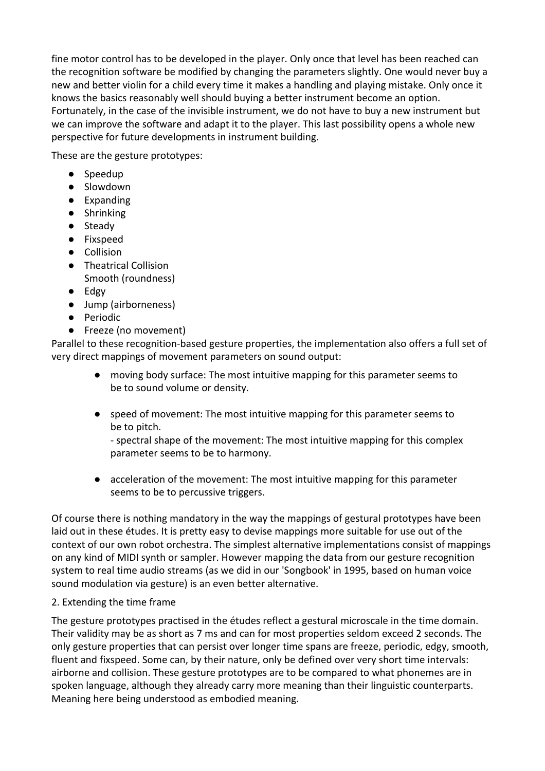fine motor control has to be developed in the player. Only once that level has been reached can the recognition software be modified by changing the parameters slightly. One would never buy a new and better violin for a child every time it makes a handling and playing mistake. Only once it knows the basics reasonably well should buying a better instrument become an option. Fortunately, in the case of the invisible instrument, we do not have to buy a new instrument but we can improve the software and adapt it to the player. This last possibility opens a whole new perspective for future developments in instrument building.

These are the gesture prototypes:

- Speedup
- Slowdown
- Expanding
- Shrinking
- Steady
- Fixspeed
- Collision
- Theatrical Collision
  Smooth (roundness)
- Edgy
- Jump (airborneness)
- Periodic
- Freeze (no movement)

Parallel to these recognition-based gesture properties, the implementation also offers a full set of very direct mappings of movement parameters on sound output:

- moving body surface: The most intuitive mapping for this parameter seems to be to sound volume or density.

- speed of movement: The most intuitive mapping for this parameter seems to be to pitch.
  - spectral shape of the movement: The most intuitive mapping for this complex parameter seems to be to harmony.

- acceleration of the movement: The most intuitive mapping for this parameter seems to be to percussive triggers.

Of course there is nothing mandatory in the way the mappings of gestural prototypes have been laid out in these études. It is pretty easy to devise mappings more suitable for use out of the context of our own robot orchestra. The simplest alternative implementations consist of mappings on any kind of MIDI synth or sampler. However mapping the data from our gesture recognition system to real time audio streams (as we did in our 'Songbook' in 1995, based on human voice sound modulation via gesture) is an even better alternative.

2. Extending the time frame

The gesture prototypes practised in the études reflect a gestural microscale in the time domain. Their validity may be as short as 7 ms and can for most properties seldom exceed 2 seconds. The only gesture properties that can persist over longer time spans are freeze, periodic, edgy, smooth, fluent and fixspeed. Some can, by their nature, only be defined over very short time intervals: airborne and collision. These gesture prototypes are to be compared to what phonemes are in spoken language, although they already carry more meaning than their linguistic counterparts. Meaning here being understood as embodied meaning.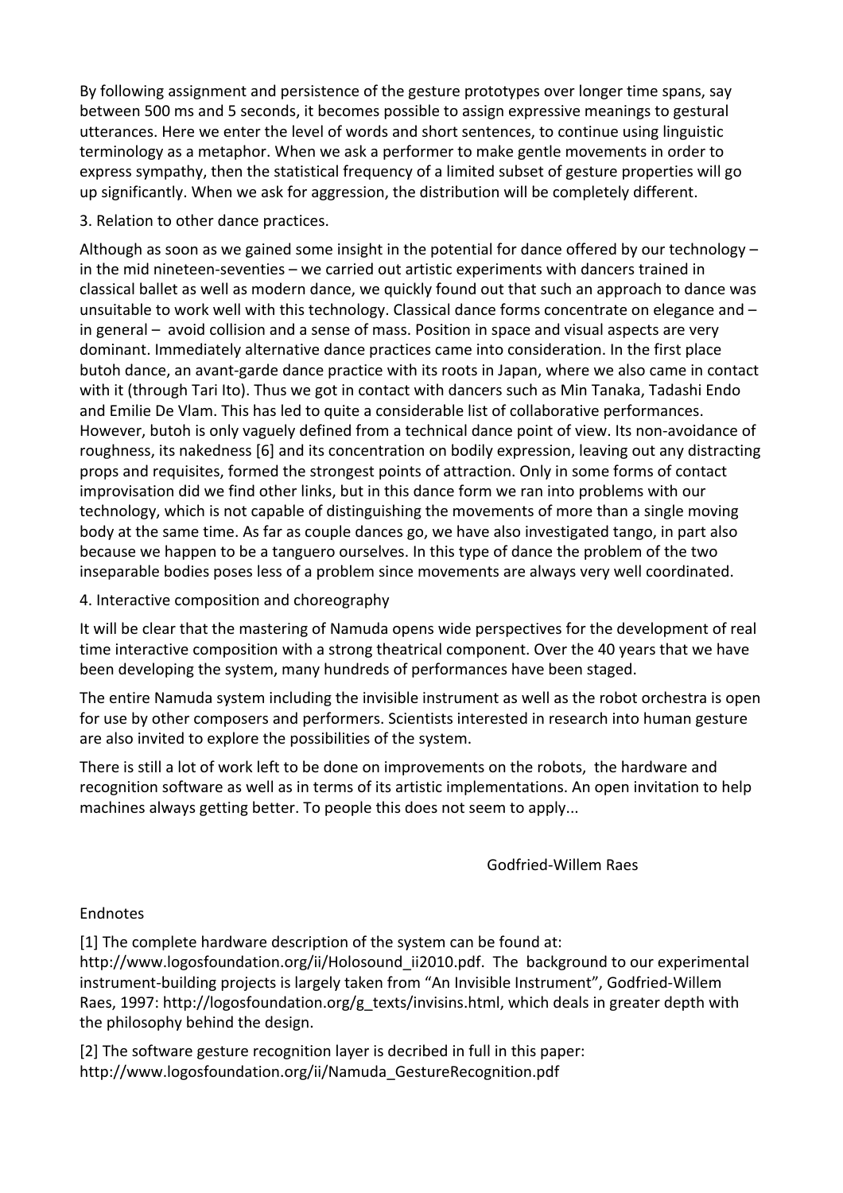By following assignment and persistence of the gesture prototypes over longer time spans, say between 500 ms and 5 seconds, it becomes possible to assign expressive meanings to gestural utterances. Here we enter the level of words and short sentences, to continue using linguistic terminology as a metaphor. When we ask a performer to make gentle movements in order to express sympathy, then the statistical frequency of a limited subset of gesture properties will go up significantly. When we ask for aggression, the distribution will be completely different.

3. Relation to other dance practices.

Although as soon as we gained some insight in the potential for dance offered by our technology – in the mid nineteen-seventies – we carried out artistic experiments with dancers trained in classical ballet as well as modern dance, we quickly found out that such an approach to dance was unsuitable to work well with this technology. Classical dance forms concentrate on elegance and – in general – avoid collision and a sense of mass. Position in space and visual aspects are very dominant. Immediately alternative dance practices came into consideration. In the first place butoh dance, an avant-garde dance practice with its roots in Japan, where we also came in contact with it (through Tari Ito). Thus we got in contact with dancers such as Min Tanaka, Tadashi Endo and Emilie De Vlam. This has led to quite a considerable list of collaborative performances. However, butoh is only vaguely defined from a technical dance point of view. Its non-avoidance of roughness, its nakedness [6] and its concentration on bodily expression, leaving out any distracting props and requisites, formed the strongest points of attraction. Only in some forms of contact improvisation did we find other links, but in this dance form we ran into problems with our technology, which is not capable of distinguishing the movements of more than a single moving body at the same time. As far as couple dances go, we have also investigated tango, in part also because we happen to be a tanguero ourselves. In this type of dance the problem of the two inseparable bodies poses less of a problem since movements are always very well coordinated.

4. Interactive composition and choreography

It will be clear that the mastering of Namuda opens wide perspectives for the development of real time interactive composition with a strong theatrical component. Over the 40 years that we have been developing the system, many hundreds of performances have been staged.

The entire Namuda system including the invisible instrument as well as the robot orchestra is open for use by other composers and performers. Scientists interested in research into human gesture are also invited to explore the possibilities of the system.

There is still a lot of work left to be done on improvements on the robots, the hardware and recognition software as well as in terms of its artistic implementations. An open invitation to help machines always getting better. To people this does not seem to apply...

Godfried-Willem Raes

Endnotes

[1] The complete hardware description of the system can be found at: http://www.logosfoundation.org/ii/Holosound_ii2010.pdf. The background to our experimental instrument-building projects is largely taken from "An Invisible Instrument", Godfried-Willem Raes, 1997: http://logosfoundation.org/g_texts/invisins.html, which deals in greater depth with the philosophy behind the design.

[2] The software gesture recognition layer is decribed in full in this paper: http://www.logosfoundation.org/ii/Namuda_GestureRecognition.pdf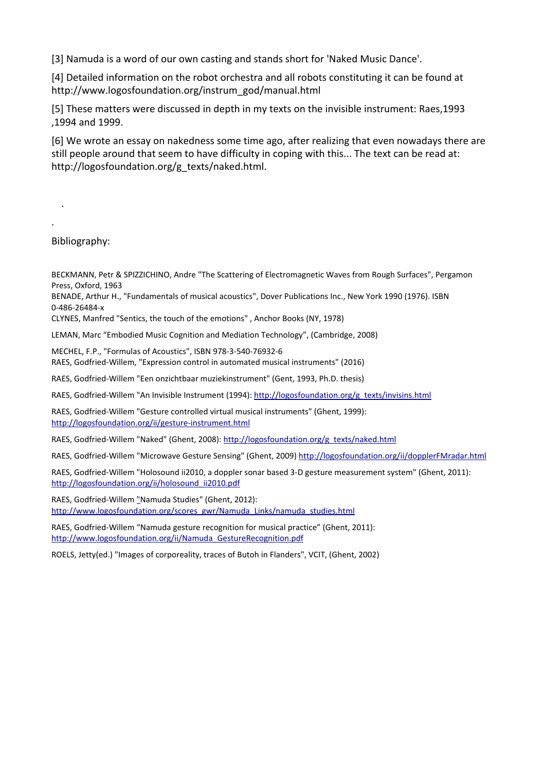[3] Namuda is a word of our own casting and stands short for 'Naked Music Dance'.

[4] Detailed information on the robot orchestra and all robots constituting it can be found at http://www.logosfoundation.org/instrum_god/manual.html

[5] These matters were discussed in depth in my texts on the invisible instrument: Raes,1993 ,1994 and 1999.

[6] We wrote an essay on nakedness some time ago, after realizing that even nowadays there are still people around that seem to have difficulty in coping with this... The text can be read at: http://logosfoundation.org/g_texts/naked.html.

Bibliography:

BECKMANN, Petr & SPIZZICHINO, Andre "The Scattering of Electromagnetic Waves from Rough Surfaces", Pergamon Press, Oxford, 1963

BENADE, Arthur H., "Fundamentals of musical acoustics", Dover Publications Inc., New York 1990 (1976). ISBN 0-486-26484-x

CLYNES, Manfred "Sentics, the touch of the emotions" , Anchor Books (NY, 1978)

LEMAN, Marc "Embodied Music Cognition and Mediation Technology", (Cambridge, 2008)

MECHEL, F.P., "Formulas of Acoustics", ISBN 978-3-540-76932-6

RAES, Godfried-Willem, "Expression control in automated musical instruments" (2016)

RAES, Godfried-Willem "Een onzichtbaar muziekinstrument" (Gent, 1993, Ph.D. thesis)

RAES, Godfried-Willem "An Invisible Instrument (1994): http://logosfoundation.org/g_texts/invisins.html

RAES, Godfried-Willem "Gesture controlled virtual musical instruments" (Ghent, 1999): http://logosfoundation.org/ii/gesture-instrument.html

RAES, Godfried-Willem "Naked" (Ghent, 2008): http://logosfoundation.org/g_texts/naked.html

RAES, Godfried-Willem "Microwave Gesture Sensing" (Ghent, 2009) http://logosfoundation.org/ii/dopplerFMradar.html

RAES, Godfried-Willem "Holosound ii2010, a doppler sonar based 3-D gesture measurement system" (Ghent, 2011): http://logosfoundation.org/ii/holosound_ii2010.pdf

RAES, Godfried-Willem "Namuda Studies" (Ghent, 2012): http://www.logosfoundation.org/scores_gwr/Namuda_Links/namuda_studies.html

RAES, Godfried-Willem "Namuda gesture recognition for musical practice" (Ghent, 2011): http://www.logosfoundation.org/ii/Namuda_GestureRecognition.pdf

ROELS, Jetty(ed.) "Images of corporeality, traces of Butoh in Flanders", VCIT, (Ghent, 2002)